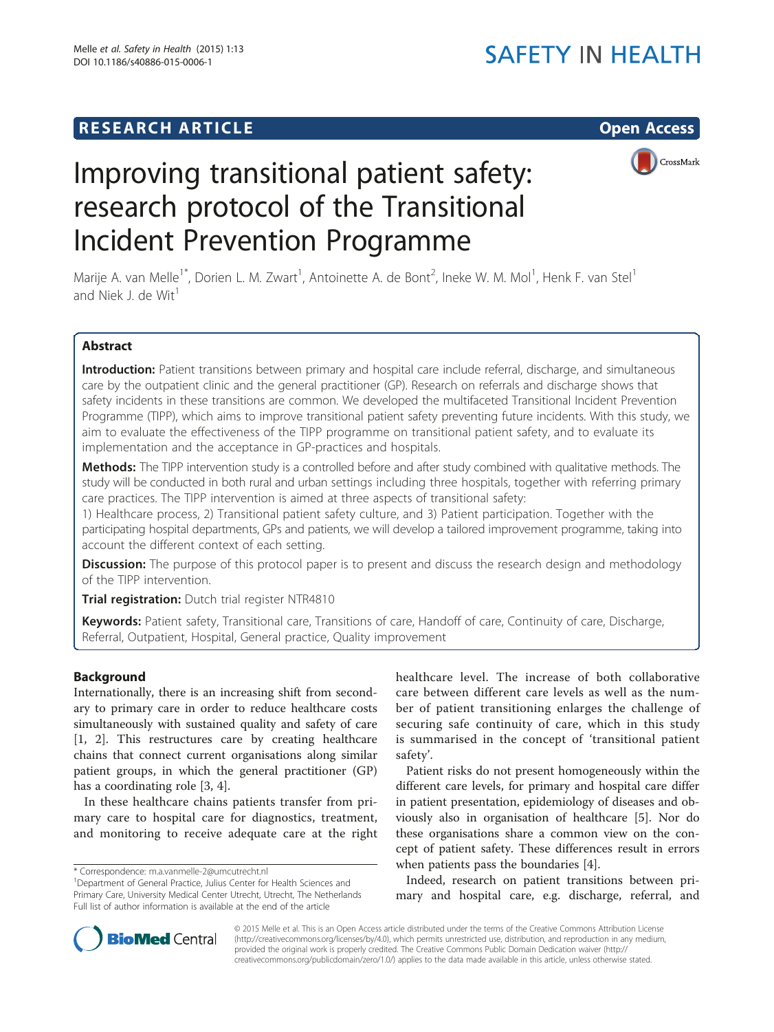# Improving transitional patient safety: research protocol of the Transitional Incident Prevention Programme

Marije A. van Melle[1*], Dorien L. M. Zwart[1], Antoinette A. de Bont[2], Ineke W. M. Mol[1], Henk F. van Stel[1] and Niek J. de Wit[1]

## Abstract

**Introduction:** Patient transitions between primary and hospital care include referral, discharge, and simultaneous care by the outpatient clinic and the general practitioner (GP). Research on referrals and discharge shows that safety incidents in these transitions are common. We developed the multifaceted Transitional Incident Prevention Programme (TIPP), which aims to improve transitional patient safety preventing future incidents. With this study, we aim to evaluate the effectiveness of the TIPP programme on transitional patient safety, and to evaluate its implementation and the acceptance in GP-practices and hospitals.

**Methods:** The TIPP intervention study is a controlled before and after study combined with qualitative methods. The study will be conducted in both rural and urban settings including three hospitals, together with referring primary care practices. The TIPP intervention is aimed at three aspects of transitional safety:
1) Healthcare process, 2) Transitional patient safety culture, and 3) Patient participation. Together with the participating hospital departments, GPs and patients, we will develop a tailored improvement programme, taking into account the different context of each setting.

**Discussion:** The purpose of this protocol paper is to present and discuss the research design and methodology of the TIPP intervention.

**Trial registration:** Dutch trial register NTR4810

**Keywords:** Patient safety, Transitional care, Transitions of care, Handoff of care, Continuity of care, Discharge, Referral, Outpatient, Hospital, General practice, Quality improvement

## Background

Internationally, there is an increasing shift from secondary to primary care in order to reduce healthcare costs simultaneously with sustained quality and safety of care [1, 2]. This restructures care by creating healthcare chains that connect current organisations along similar patient groups, in which the general practitioner (GP) has a coordinating role [3, 4].

In these healthcare chains patients transfer from primary care to hospital care for diagnostics, treatment, and monitoring to receive adequate care at the right healthcare level. The increase of both collaborative care between different care levels as well as the number of patient transitioning enlarges the challenge of securing safe continuity of care, which in this study is summarised in the concept of 'transitional patient safety'.

Patient risks do not present homogeneously within the different care levels, for primary and hospital care differ in patient presentation, epidemiology of diseases and obviously also in organisation of healthcare [5]. Nor do these organisations share a common view on the concept of patient safety. These differences result in errors when patients pass the boundaries [4].

Indeed, research on patient transitions between primary and hospital care, e.g. discharge, referral, and

---

\* Correspondence: m.a.vanmelle-2@umcutrecht.nl
[1]Department of General Practice, Julius Center for Health Sciences and Primary Care, University Medical Center Utrecht, Utrecht, The Netherlands
Full list of author information is available at the end of the article

© 2015 Melle et al. This is an Open Access article distributed under the terms of the Creative Commons Attribution License (http://creativecommons.org/licenses/by/4.0), which permits unrestricted use, distribution, and reproduction in any medium, provided the original work is properly credited. The Creative Commons Public Domain Dedication waiver (http://creativecommons.org/publicdomain/zero/1.0/) applies to the data made available in this article, unless otherwise stated.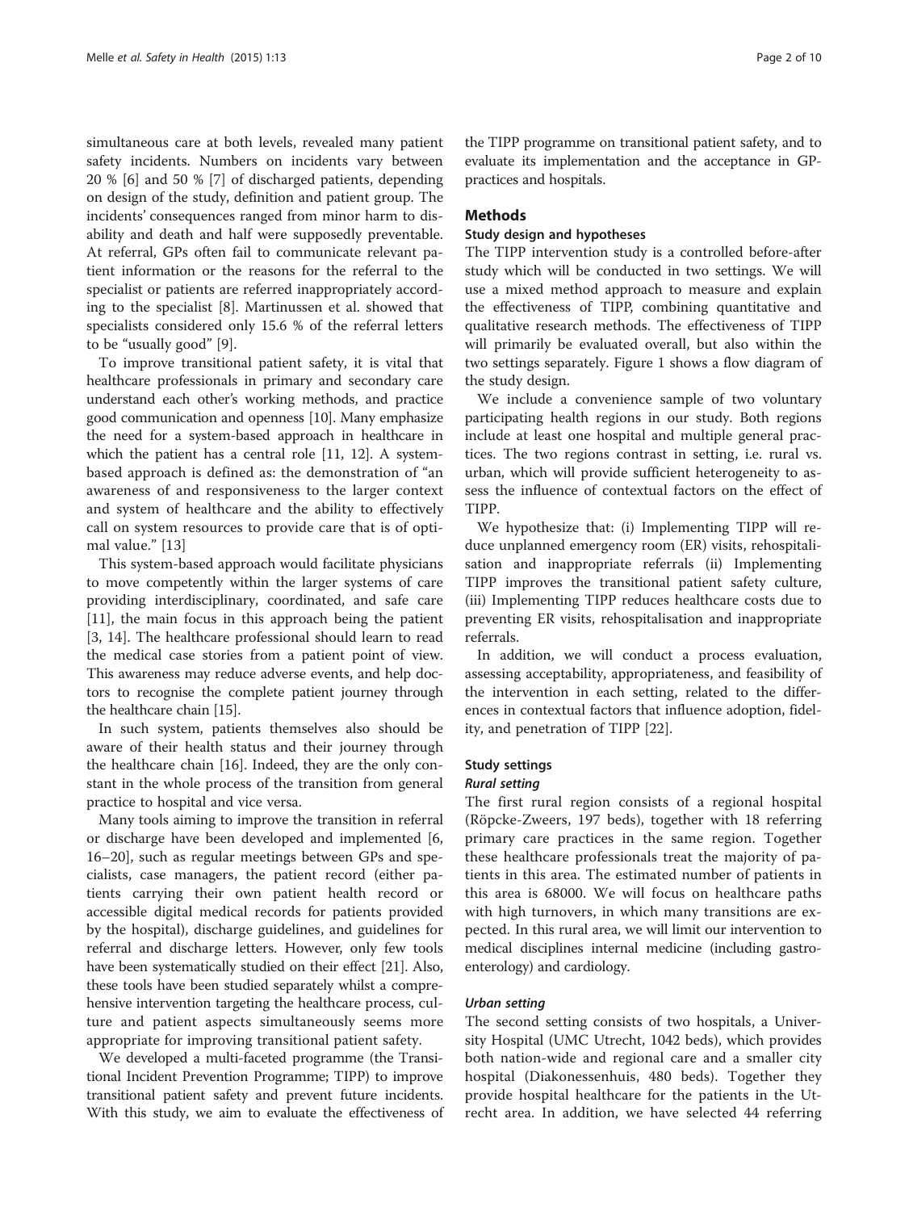simultaneous care at both levels, revealed many patient safety incidents. Numbers on incidents vary between 20 % [6] and 50 % [7] of discharged patients, depending on design of the study, definition and patient group. The incidents' consequences ranged from minor harm to disability and death and half were supposedly preventable. At referral, GPs often fail to communicate relevant patient information or the reasons for the referral to the specialist or patients are referred inappropriately according to the specialist [8]. Martinussen et al. showed that specialists considered only 15.6 % of the referral letters to be "usually good" [9].

To improve transitional patient safety, it is vital that healthcare professionals in primary and secondary care understand each other's working methods, and practice good communication and openness [10]. Many emphasize the need for a system-based approach in healthcare in which the patient has a central role [11, 12]. A system-based approach is defined as: the demonstration of "an awareness of and responsiveness to the larger context and system of healthcare and the ability to effectively call on system resources to provide care that is of optimal value." [13]

This system-based approach would facilitate physicians to move competently within the larger systems of care providing interdisciplinary, coordinated, and safe care [11], the main focus in this approach being the patient [3, 14]. The healthcare professional should learn to read the medical case stories from a patient point of view. This awareness may reduce adverse events, and help doctors to recognise the complete patient journey through the healthcare chain [15].

In such system, patients themselves also should be aware of their health status and their journey through the healthcare chain [16]. Indeed, they are the only constant in the whole process of the transition from general practice to hospital and vice versa.

Many tools aiming to improve the transition in referral or discharge have been developed and implemented [6, 16–20], such as regular meetings between GPs and specialists, case managers, the patient record (either patients carrying their own patient health record or accessible digital medical records for patients provided by the hospital), discharge guidelines, and guidelines for referral and discharge letters. However, only few tools have been systematically studied on their effect [21]. Also, these tools have been studied separately whilst a comprehensive intervention targeting the healthcare process, culture and patient aspects simultaneously seems more appropriate for improving transitional patient safety.

We developed a multi-faceted programme (the Transitional Incident Prevention Programme; TIPP) to improve transitional patient safety and prevent future incidents. With this study, we aim to evaluate the effectiveness of the TIPP programme on transitional patient safety, and to evaluate its implementation and the acceptance in GP-practices and hospitals.

## Methods

### Study design and hypotheses

The TIPP intervention study is a controlled before-after study which will be conducted in two settings. We will use a mixed method approach to measure and explain the effectiveness of TIPP, combining quantitative and qualitative research methods. The effectiveness of TIPP will primarily be evaluated overall, but also within the two settings separately. Figure 1 shows a flow diagram of the study design.

We include a convenience sample of two voluntary participating health regions in our study. Both regions include at least one hospital and multiple general practices. The two regions contrast in setting, i.e. rural vs. urban, which will provide sufficient heterogeneity to assess the influence of contextual factors on the effect of TIPP.

We hypothesize that: (i) Implementing TIPP will reduce unplanned emergency room (ER) visits, rehospitalisation and inappropriate referrals (ii) Implementing TIPP improves the transitional patient safety culture, (iii) Implementing TIPP reduces healthcare costs due to preventing ER visits, rehospitalisation and inappropriate referrals.

In addition, we will conduct a process evaluation, assessing acceptability, appropriateness, and feasibility of the intervention in each setting, related to the differences in contextual factors that influence adoption, fidelity, and penetration of TIPP [22].

### Study settings

#### *Rural setting*

The first rural region consists of a regional hospital (Röpcke-Zweers, 197 beds), together with 18 referring primary care practices in the same region. Together these healthcare professionals treat the majority of patients in this area. The estimated number of patients in this area is 68000. We will focus on healthcare paths with high turnovers, in which many transitions are expected. In this rural area, we will limit our intervention to medical disciplines internal medicine (including gastroenterology) and cardiology.

#### *Urban setting*

The second setting consists of two hospitals, a University Hospital (UMC Utrecht, 1042 beds), which provides both nation-wide and regional care and a smaller city hospital (Diakonessenhuis, 480 beds). Together they provide hospital healthcare for the patients in the Utrecht area. In addition, we have selected 44 referring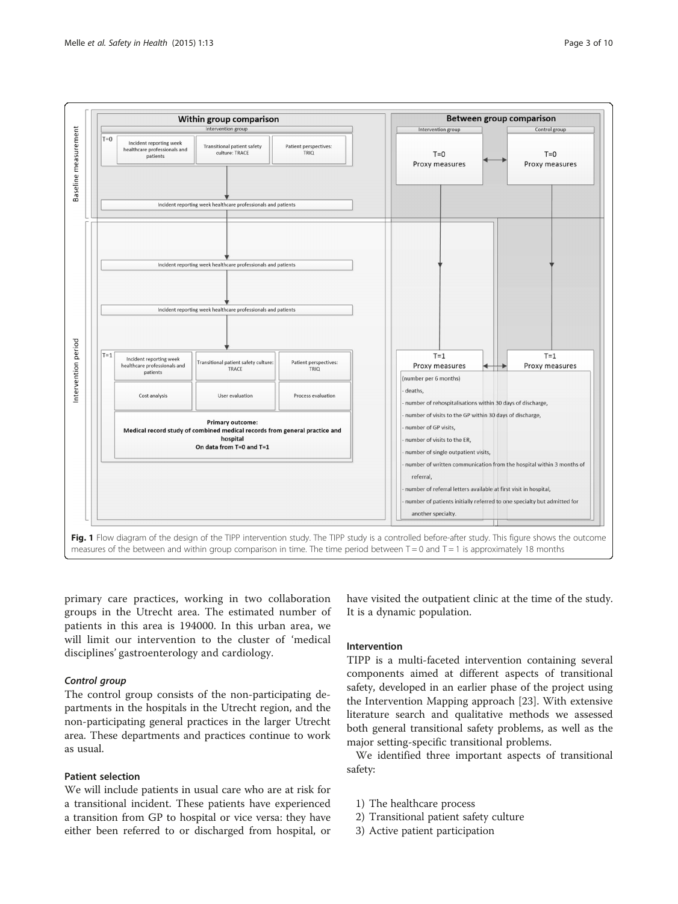Fig. 1 Flow diagram of the design of the TIPP intervention study. The TIPP study is a controlled before-after study. This figure shows the outcome measures of the between and within group comparison in time. The time period between T = 0 and T = 1 is approximately 18 months

primary care practices, working in two collaboration groups in the Utrecht area. The estimated number of patients in this area is 194000. In this urban area, we will limit our intervention to the cluster of 'medical disciplines' gastroenterology and cardiology.

### *Control group*

The control group consists of the non-participating departments in the hospitals in the Utrecht region, and the non-participating general practices in the larger Utrecht area. These departments and practices continue to work as usual.

### Patient selection

We will include patients in usual care who are at risk for a transitional incident. These patients have experienced a transition from GP to hospital or vice versa: they have either been referred to or discharged from hospital, or have visited the outpatient clinic at the time of the study. It is a dynamic population.

### Intervention

TIPP is a multi-faceted intervention containing several components aimed at different aspects of transitional safety, developed in an earlier phase of the project using the Intervention Mapping approach [23]. With extensive literature search and qualitative methods we assessed both general transitional safety problems, as well as the major setting-specific transitional problems.

We identified three important aspects of transitional safety:

1) The healthcare process
2) Transitional patient safety culture
3) Active patient participation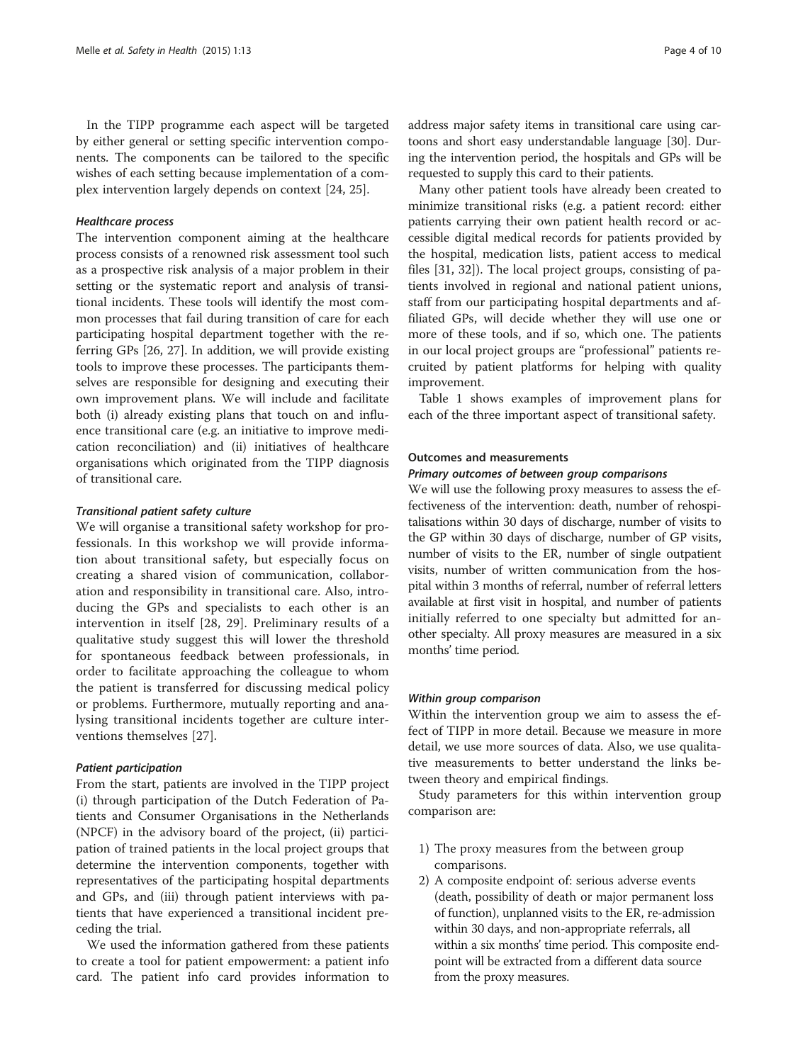In the TIPP programme each aspect will be targeted by either general or setting specific intervention components. The components can be tailored to the specific wishes of each setting because implementation of a complex intervention largely depends on context [24, 25].

#### *Healthcare process*

The intervention component aiming at the healthcare process consists of a renowned risk assessment tool such as a prospective risk analysis of a major problem in their setting or the systematic report and analysis of transitional incidents. These tools will identify the most common processes that fail during transition of care for each participating hospital department together with the referring GPs [26, 27]. In addition, we will provide existing tools to improve these processes. The participants themselves are responsible for designing and executing their own improvement plans. We will include and facilitate both (i) already existing plans that touch on and influence transitional care (e.g. an initiative to improve medication reconciliation) and (ii) initiatives of healthcare organisations which originated from the TIPP diagnosis of transitional care.

#### *Transitional patient safety culture*

We will organise a transitional safety workshop for professionals. In this workshop we will provide information about transitional safety, but especially focus on creating a shared vision of communication, collaboration and responsibility in transitional care. Also, introducing the GPs and specialists to each other is an intervention in itself [28, 29]. Preliminary results of a qualitative study suggest this will lower the threshold for spontaneous feedback between professionals, in order to facilitate approaching the colleague to whom the patient is transferred for discussing medical policy or problems. Furthermore, mutually reporting and analysing transitional incidents together are culture interventions themselves [27].

#### *Patient participation*

From the start, patients are involved in the TIPP project (i) through participation of the Dutch Federation of Patients and Consumer Organisations in the Netherlands (NPCF) in the advisory board of the project, (ii) participation of trained patients in the local project groups that determine the intervention components, together with representatives of the participating hospital departments and GPs, and (iii) through patient interviews with patients that have experienced a transitional incident preceding the trial.

We used the information gathered from these patients to create a tool for patient empowerment: a patient info card. The patient info card provides information to address major safety items in transitional care using cartoons and short easy understandable language [30]. During the intervention period, the hospitals and GPs will be requested to supply this card to their patients.

Many other patient tools have already been created to minimize transitional risks (e.g. a patient record: either patients carrying their own patient health record or accessible digital medical records for patients provided by the hospital, medication lists, patient access to medical files [31, 32]). The local project groups, consisting of patients involved in regional and national patient unions, staff from our participating hospital departments and affiliated GPs, will decide whether they will use one or more of these tools, and if so, which one. The patients in our local project groups are "professional" patients recruited by patient platforms for helping with quality improvement.

Table 1 shows examples of improvement plans for each of the three important aspect of transitional safety.

### Outcomes and measurements

#### *Primary outcomes of between group comparisons*

We will use the following proxy measures to assess the effectiveness of the intervention: death, number of rehospitalisations within 30 days of discharge, number of visits to the GP within 30 days of discharge, number of GP visits, number of visits to the ER, number of single outpatient visits, number of written communication from the hospital within 3 months of referral, number of referral letters available at first visit in hospital, and number of patients initially referred to one specialty but admitted for another specialty. All proxy measures are measured in a six months' time period.

#### *Within group comparison*

Within the intervention group we aim to assess the effect of TIPP in more detail. Because we measure in more detail, we use more sources of data. Also, we use qualitative measurements to better understand the links between theory and empirical findings.

Study parameters for this within intervention group comparison are:

1) The proxy measures from the between group comparisons.
2) A composite endpoint of: serious adverse events (death, possibility of death or major permanent loss of function), unplanned visits to the ER, re-admission within 30 days, and non-appropriate referrals, all within a six months' time period. This composite endpoint will be extracted from a different data source from the proxy measures.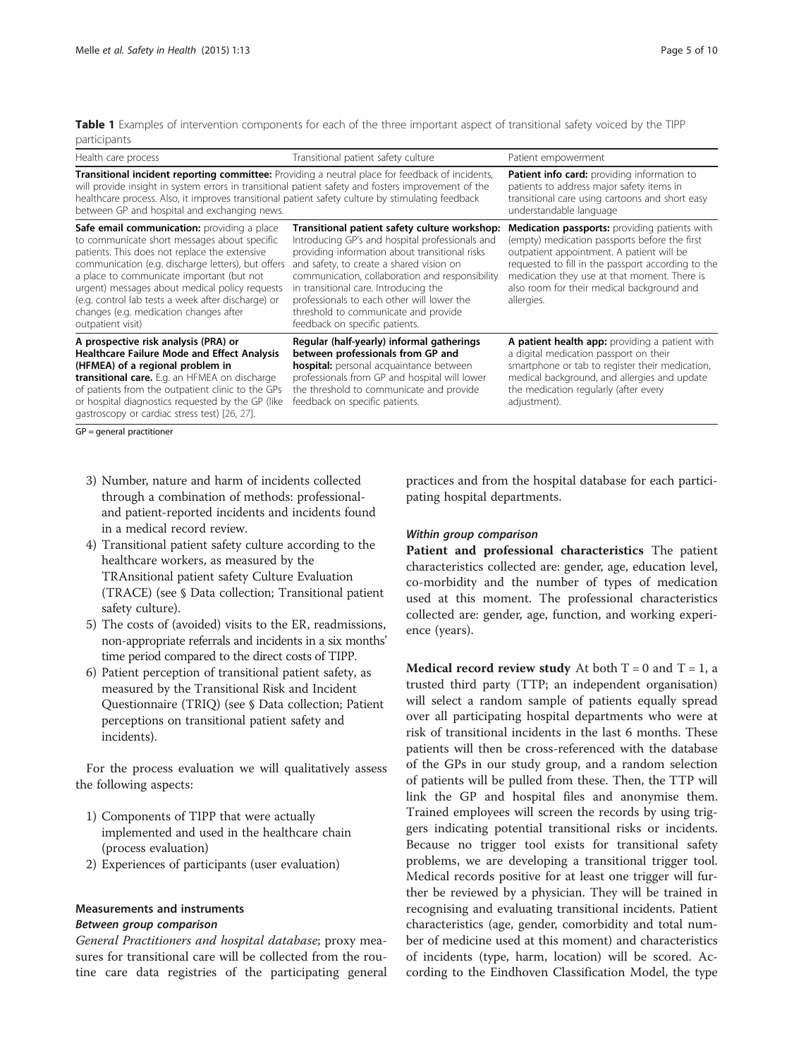**Table 1** Examples of intervention components for each of the three important aspect of transitional safety voiced by the TIPP participants

| Health care process | Transitional patient safety culture | Patient empowerment |
| --- | --- | --- |
| **Transitional incident reporting committee:** Providing a neutral place for feedback of incidents, will provide insight in system errors in transitional patient safety and fosters improvement of the healthcare process. Also, it improves transitional patient safety culture by stimulating feedback between GP and hospital and exchanging news. | | **Patient info card:** providing information to patients to address major safety items in transitional care using cartoons and short easy understandable language |
| **Safe email communication:** providing a place to communicate short messages about specific patients. This does not replace the extensive communication (e.g. discharge letters), but offers a place to communicate important (but not urgent) messages about medical policy requests (e.g. control lab tests a week after discharge) or changes (e.g. medication changes after outpatient visit) | **Transitional patient safety culture workshop:** Introducing GP's and hospital professionals and providing information about transitional risks and safety, to create a shared vision on communication, collaboration and responsibility in transitional care. Introducing the professionals to each other will lower the threshold to communicate and provide feedback on specific patients. | **Medication passports:** providing patients with (empty) medication passports before the first outpatient appointment. A patient will be requested to fill in the passport according to the medication they use at that moment. There is also room for their medical background and allergies. |
| **A prospective risk analysis (PRA) or Healthcare Failure Mode and Effect Analysis (HFMEA) of a regional problem in transitional care.** E.g. an HFMEA on discharge of patients from the outpatient clinic to the GPs or hospital diagnostics requested by the GP (like gastroscopy or cardiac stress test) [26, 27]. | **Regular (half-yearly) informal gatherings between professionals from GP and hospital:** personal acquaintance between professionals from GP and hospital will lower the threshold to communicate and provide feedback on specific patients. | **A patient health app:** providing a patient with a digital medication passport on their smartphone or tab to register their medication, medical background, and allergies and update the medication regularly (after every adjustment). |

GP = general practitioner

3) Number, nature and harm of incidents collected through a combination of methods: professional- and patient-reported incidents and incidents found in a medical record review.
4) Transitional patient safety culture according to the healthcare workers, as measured by the TRAnsitional patient safety Culture Evaluation (TRACE) (see § Data collection; Transitional patient safety culture).
5) The costs of (avoided) visits to the ER, readmissions, non-appropriate referrals and incidents in a six months' time period compared to the direct costs of TIPP.
6) Patient perception of transitional patient safety, as measured by the Transitional Risk and Incident Questionnaire (TRIQ) (see § Data collection; Patient perceptions on transitional patient safety and incidents).

For the process evaluation we will qualitatively assess the following aspects:

1) Components of TIPP that were actually implemented and used in the healthcare chain (process evaluation)
2) Experiences of participants (user evaluation)

### Measurements and instruments

#### *Between group comparison*

*General Practitioners and hospital database*; proxy measures for transitional care will be collected from the routine care data registries of the participating general practices and from the hospital database for each participating hospital departments.

#### *Within group comparison*

**Patient and professional characteristics** The patient characteristics collected are: gender, age, education level, co-morbidity and the number of types of medication used at this moment. The professional characteristics collected are: gender, age, function, and working experience (years).

**Medical record review study** At both T = 0 and T = 1, a trusted third party (TTP; an independent organisation) will select a random sample of patients equally spread over all participating hospital departments who were at risk of transitional incidents in the last 6 months. These patients will then be cross-referenced with the database of the GPs in our study group, and a random selection of patients will be pulled from these. Then, the TTP will link the GP and hospital files and anonymise them. Trained employees will screen the records by using triggers indicating potential transitional risks or incidents. Because no trigger tool exists for transitional safety problems, we are developing a transitional trigger tool. Medical records positive for at least one trigger will further be reviewed by a physician. They will be trained in recognising and evaluating transitional incidents. Patient characteristics (age, gender, comorbidity and total number of medicine used at this moment) and characteristics of incidents (type, harm, location) will be scored. According to the Eindhoven Classification Model, the type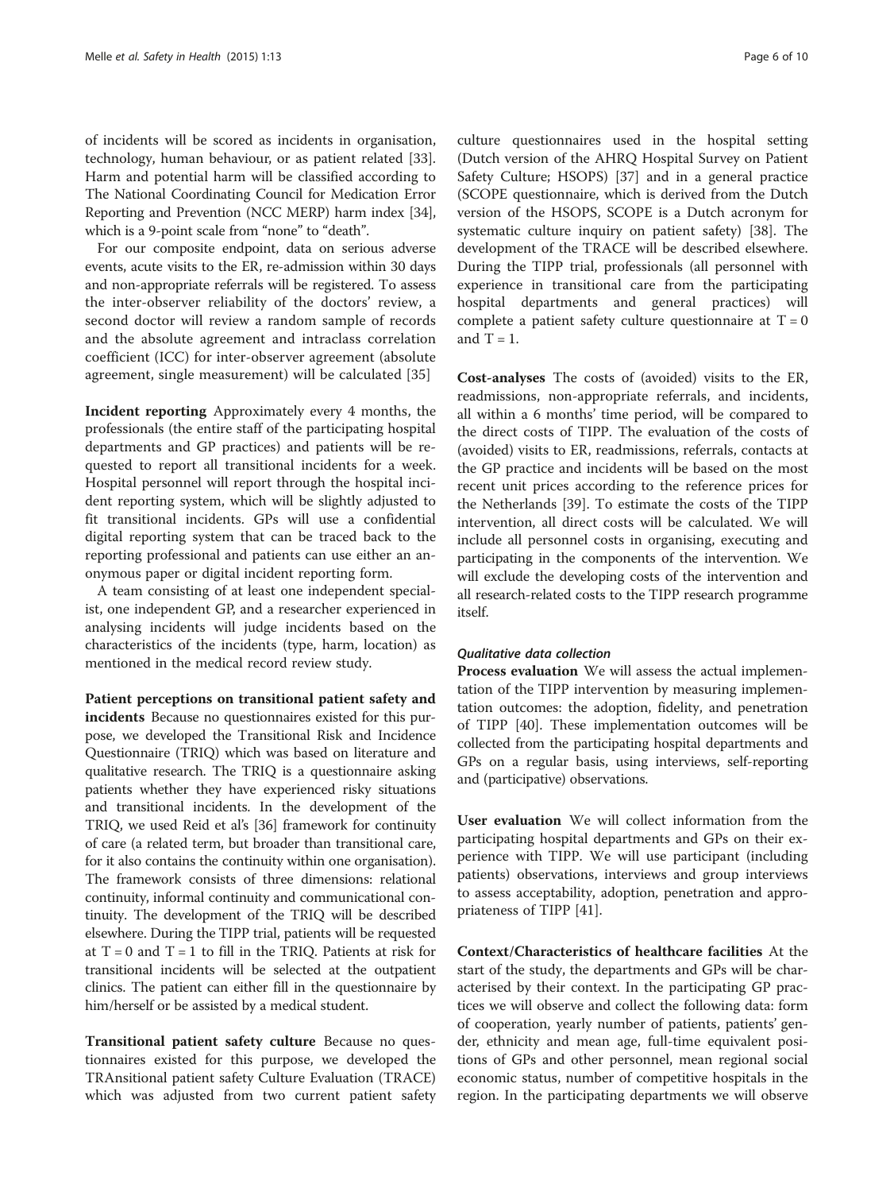of incidents will be scored as incidents in organisation, technology, human behaviour, or as patient related [33]. Harm and potential harm will be classified according to The National Coordinating Council for Medication Error Reporting and Prevention (NCC MERP) harm index [34], which is a 9-point scale from "none" to "death".

For our composite endpoint, data on serious adverse events, acute visits to the ER, re-admission within 30 days and non-appropriate referrals will be registered. To assess the inter-observer reliability of the doctors' review, a second doctor will review a random sample of records and the absolute agreement and intraclass correlation coefficient (ICC) for inter-observer agreement (absolute agreement, single measurement) will be calculated [35]

**Incident reporting** Approximately every 4 months, the professionals (the entire staff of the participating hospital departments and GP practices) and patients will be requested to report all transitional incidents for a week. Hospital personnel will report through the hospital incident reporting system, which will be slightly adjusted to fit transitional incidents. GPs will use a confidential digital reporting system that can be traced back to the reporting professional and patients can use either an anonymous paper or digital incident reporting form.

A team consisting of at least one independent specialist, one independent GP, and a researcher experienced in analysing incidents will judge incidents based on the characteristics of the incidents (type, harm, location) as mentioned in the medical record review study.

**Patient perceptions on transitional patient safety and incidents** Because no questionnaires existed for this purpose, we developed the Transitional Risk and Incidence Questionnaire (TRIQ) which was based on literature and qualitative research. The TRIQ is a questionnaire asking patients whether they have experienced risky situations and transitional incidents. In the development of the TRIQ, we used Reid et al's [36] framework for continuity of care (a related term, but broader than transitional care, for it also contains the continuity within one organisation). The framework consists of three dimensions: relational continuity, informal continuity and communicational continuity. The development of the TRIQ will be described elsewhere. During the TIPP trial, patients will be requested at T = 0 and T = 1 to fill in the TRIQ. Patients at risk for transitional incidents will be selected at the outpatient clinics. The patient can either fill in the questionnaire by him/herself or be assisted by a medical student.

**Transitional patient safety culture** Because no questionnaires existed for this purpose, we developed the TRAnsitional patient safety Culture Evaluation (TRACE) which was adjusted from two current patient safety culture questionnaires used in the hospital setting (Dutch version of the AHRQ Hospital Survey on Patient Safety Culture; HSOPS) [37] and in a general practice (SCOPE questionnaire, which is derived from the Dutch version of the HSOPS, SCOPE is a Dutch acronym for systematic culture inquiry on patient safety) [38]. The development of the TRACE will be described elsewhere. During the TIPP trial, professionals (all personnel with experience in transitional care from the participating hospital departments and general practices) will complete a patient safety culture questionnaire at T = 0 and T = 1.

**Cost-analyses** The costs of (avoided) visits to the ER, readmissions, non-appropriate referrals, and incidents, all within a 6 months' time period, will be compared to the direct costs of TIPP. The evaluation of the costs of (avoided) visits to ER, readmissions, referrals, contacts at the GP practice and incidents will be based on the most recent unit prices according to the reference prices for the Netherlands [39]. To estimate the costs of the TIPP intervention, all direct costs will be calculated. We will include all personnel costs in organising, executing and participating in the components of the intervention. We will exclude the developing costs of the intervention and all research-related costs to the TIPP research programme itself.

#### *Qualitative data collection*

**Process evaluation** We will assess the actual implementation of the TIPP intervention by measuring implementation outcomes: the adoption, fidelity, and penetration of TIPP [40]. These implementation outcomes will be collected from the participating hospital departments and GPs on a regular basis, using interviews, self-reporting and (participative) observations.

**User evaluation** We will collect information from the participating hospital departments and GPs on their experience with TIPP. We will use participant (including patients) observations, interviews and group interviews to assess acceptability, adoption, penetration and appropriateness of TIPP [41].

**Context/Characteristics of healthcare facilities** At the start of the study, the departments and GPs will be characterised by their context. In the participating GP practices we will observe and collect the following data: form of cooperation, yearly number of patients, patients' gender, ethnicity and mean age, full-time equivalent positions of GPs and other personnel, mean regional social economic status, number of competitive hospitals in the region. In the participating departments we will observe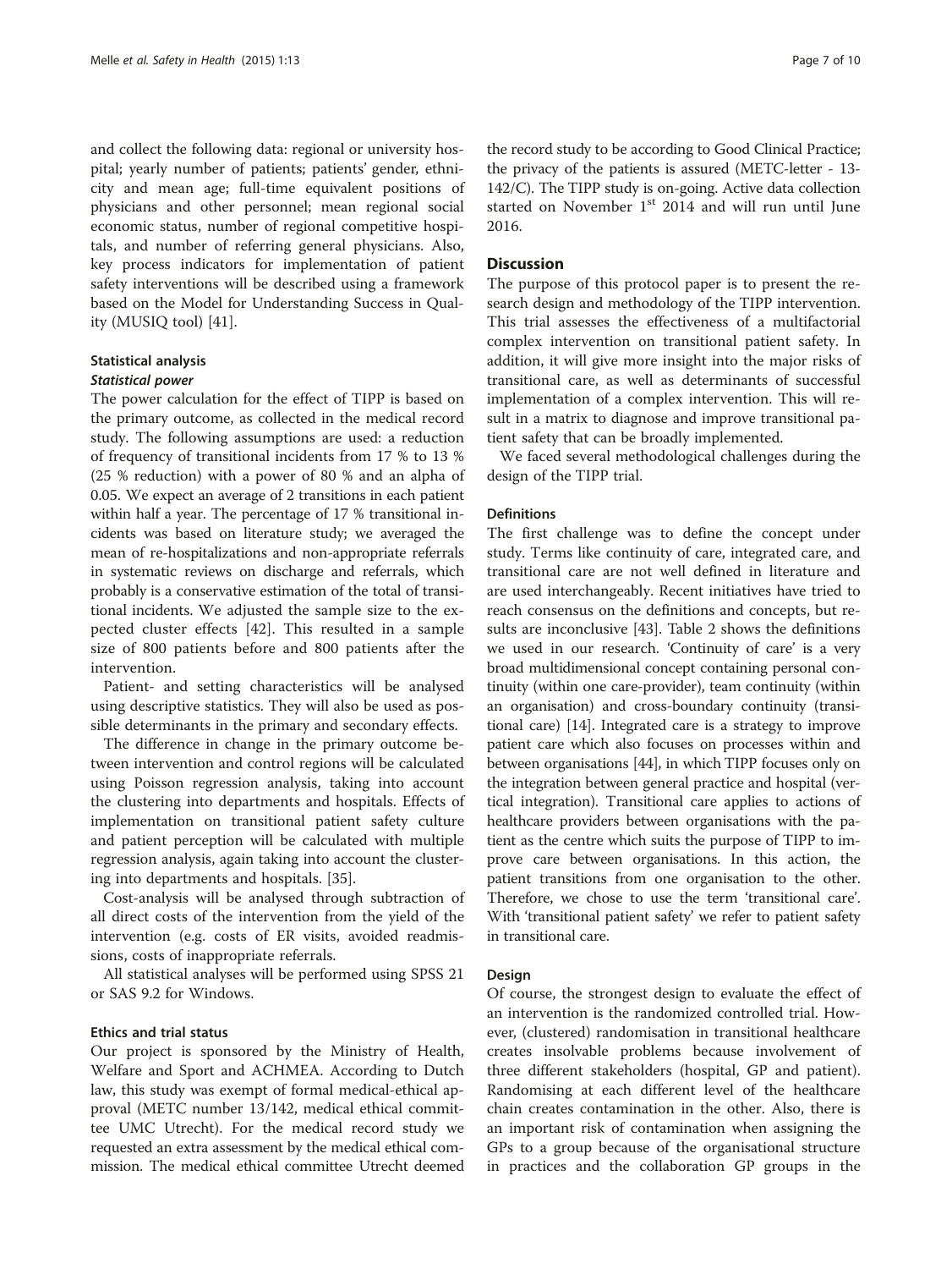and collect the following data: regional or university hospital; yearly number of patients; patients' gender, ethnicity and mean age; full-time equivalent positions of physicians and other personnel; mean regional social economic status, number of regional competitive hospitals, and number of referring general physicians. Also, key process indicators for implementation of patient safety interventions will be described using a framework based on the Model for Understanding Success in Quality (MUSIQ tool) [41].

### Statistical analysis

#### *Statistical power*

The power calculation for the effect of TIPP is based on the primary outcome, as collected in the medical record study. The following assumptions are used: a reduction of frequency of transitional incidents from 17 % to 13 % (25 % reduction) with a power of 80 % and an alpha of 0.05. We expect an average of 2 transitions in each patient within half a year. The percentage of 17 % transitional incidents was based on literature study; we averaged the mean of re-hospitalizations and non-appropriate referrals in systematic reviews on discharge and referrals, which probably is a conservative estimation of the total of transitional incidents. We adjusted the sample size to the expected cluster effects [42]. This resulted in a sample size of 800 patients before and 800 patients after the intervention.

Patient- and setting characteristics will be analysed using descriptive statistics. They will also be used as possible determinants in the primary and secondary effects.

The difference in change in the primary outcome between intervention and control regions will be calculated using Poisson regression analysis, taking into account the clustering into departments and hospitals. Effects of implementation on transitional patient safety culture and patient perception will be calculated with multiple regression analysis, again taking into account the clustering into departments and hospitals. [35].

Cost-analysis will be analysed through subtraction of all direct costs of the intervention from the yield of the intervention (e.g. costs of ER visits, avoided readmissions, costs of inappropriate referrals.

All statistical analyses will be performed using SPSS 21 or SAS 9.2 for Windows.

### Ethics and trial status

Our project is sponsored by the Ministry of Health, Welfare and Sport and ACHMEA. According to Dutch law, this study was exempt of formal medical-ethical approval (METC number 13/142, medical ethical committee UMC Utrecht). For the medical record study we requested an extra assessment by the medical ethical commission. The medical ethical committee Utrecht deemed the record study to be according to Good Clinical Practice; the privacy of the patients is assured (METC-letter - 13-142/C). The TIPP study is on-going. Active data collection started on November 1st 2014 and will run until June 2016.

## Discussion

The purpose of this protocol paper is to present the research design and methodology of the TIPP intervention. This trial assesses the effectiveness of a multifactorial complex intervention on transitional patient safety. In addition, it will give more insight into the major risks of transitional care, as well as determinants of successful implementation of a complex intervention. This will result in a matrix to diagnose and improve transitional patient safety that can be broadly implemented.

We faced several methodological challenges during the design of the TIPP trial.

### Definitions

The first challenge was to define the concept under study. Terms like continuity of care, integrated care, and transitional care are not well defined in literature and are used interchangeably. Recent initiatives have tried to reach consensus on the definitions and concepts, but results are inconclusive [43]. Table 2 shows the definitions we used in our research. 'Continuity of care' is a very broad multidimensional concept containing personal continuity (within one care-provider), team continuity (within an organisation) and cross-boundary continuity (transitional care) [14]. Integrated care is a strategy to improve patient care which also focuses on processes within and between organisations [44], in which TIPP focuses only on the integration between general practice and hospital (vertical integration). Transitional care applies to actions of healthcare providers between organisations with the patient as the centre which suits the purpose of TIPP to improve care between organisations. In this action, the patient transitions from one organisation to the other. Therefore, we chose to use the term 'transitional care'. With 'transitional patient safety' we refer to patient safety in transitional care.

### Design

Of course, the strongest design to evaluate the effect of an intervention is the randomized controlled trial. However, (clustered) randomisation in transitional healthcare creates insolvable problems because involvement of three different stakeholders (hospital, GP and patient). Randomising at each different level of the healthcare chain creates contamination in the other. Also, there is an important risk of contamination when assigning the GPs to a group because of the organisational structure in practices and the collaboration GP groups in the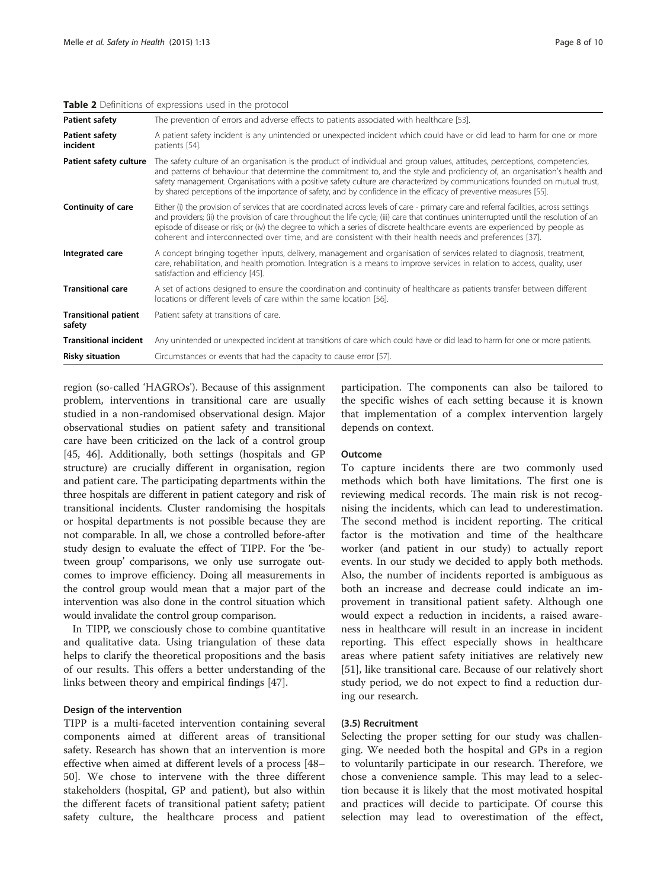**Table 2** Definitions of expressions used in the protocol

| | |
|---|---|
| **Patient safety** | The prevention of errors and adverse effects to patients associated with healthcare [53]. |
| **Patient safety incident** | A patient safety incident is any unintended or unexpected incident which could have or did lead to harm for one or more patients [54]. |
| **Patient safety culture** | The safety culture of an organisation is the product of individual and group values, attitudes, perceptions, competencies, and patterns of behaviour that determine the commitment to, and the style and proficiency of, an organisation's health and safety management. Organisations with a positive safety culture are characterized by communications founded on mutual trust, by shared perceptions of the importance of safety, and by confidence in the efficacy of preventive measures [55]. |
| **Continuity of care** | Either (i) the provision of services that are coordinated across levels of care - primary care and referral facilities, across settings and providers; (ii) the provision of care throughout the life cycle; (iii) care that continues uninterrupted until the resolution of an episode of disease or risk; or (iv) the degree to which a series of discrete healthcare events are experienced by people as coherent and interconnected over time, and are consistent with their health needs and preferences [37]. |
| **Integrated care** | A concept bringing together inputs, delivery, management and organisation of services related to diagnosis, treatment, care, rehabilitation, and health promotion. Integration is a means to improve services in relation to access, quality, user satisfaction and efficiency [45]. |
| **Transitional care** | A set of actions designed to ensure the coordination and continuity of healthcare as patients transfer between different locations or different levels of care within the same location [56]. |
| **Transitional patient safety** | Patient safety at transitions of care. |
| **Transitional incident** | Any unintended or unexpected incident at transitions of care which could have or did lead to harm for one or more patients. |
| **Risky situation** | Circumstances or events that had the capacity to cause error [57]. |

region (so-called 'HAGROs'). Because of this assignment problem, interventions in transitional care are usually studied in a non-randomised observational design. Major observational studies on patient safety and transitional care have been criticized on the lack of a control group [45, 46]. Additionally, both settings (hospitals and GP structure) are crucially different in organisation, region and patient care. The participating departments within the three hospitals are different in patient category and risk of transitional incidents. Cluster randomising the hospitals or hospital departments is not possible because they are not comparable. In all, we chose a controlled before-after study design to evaluate the effect of TIPP. For the 'between group' comparisons, we only use surrogate outcomes to improve efficiency. Doing all measurements in the control group would mean that a major part of the intervention was also done in the control situation which would invalidate the control group comparison.

In TIPP, we consciously chose to combine quantitative and qualitative data. Using triangulation of these data helps to clarify the theoretical propositions and the basis of our results. This offers a better understanding of the links between theory and empirical findings [47].

#### Design of the intervention

TIPP is a multi-faceted intervention containing several components aimed at different areas of transitional safety. Research has shown that an intervention is more effective when aimed at different levels of a process [48–50]. We chose to intervene with the three different stakeholders (hospital, GP and patient), but also within the different facets of transitional patient safety; patient safety culture, the healthcare process and patient participation. The components can also be tailored to the specific wishes of each setting because it is known that implementation of a complex intervention largely depends on context.

#### Outcome

To capture incidents there are two commonly used methods which both have limitations. The first one is reviewing medical records. The main risk is not recognising the incidents, which can lead to underestimation. The second method is incident reporting. The critical factor is the motivation and time of the healthcare worker (and patient in our study) to actually report events. In our study we decided to apply both methods. Also, the number of incidents reported is ambiguous as both an increase and decrease could indicate an improvement in transitional patient safety. Although one would expect a reduction in incidents, a raised awareness in healthcare will result in an increase in incident reporting. This effect especially shows in healthcare areas where patient safety initiatives are relatively new [51], like transitional care. Because of our relatively short study period, we do not expect to find a reduction during our research.

#### (3.5) Recruitment

Selecting the proper setting for our study was challenging. We needed both the hospital and GPs in a region to voluntarily participate in our research. Therefore, we chose a convenience sample. This may lead to a selection because it is likely that the most motivated hospital and practices will decide to participate. Of course this selection may lead to overestimation of the effect,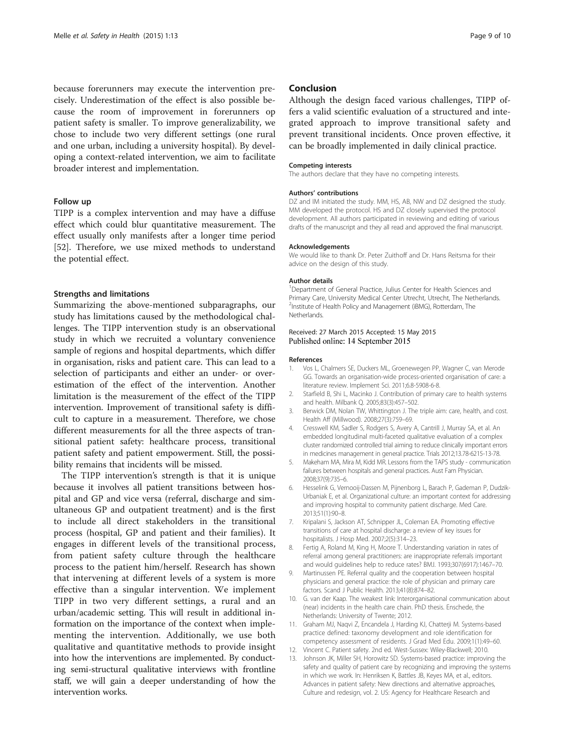because forerunners may execute the intervention precisely. Underestimation of the effect is also possible because the room of improvement in forerunners op patient safety is smaller. To improve generalizability, we chose to include two very different settings (one rural and one urban, including a university hospital). By developing a context-related intervention, we aim to facilitate broader interest and implementation.

### Follow up

TIPP is a complex intervention and may have a diffuse effect which could blur quantitative measurement. The effect usually only manifests after a longer time period [52]. Therefore, we use mixed methods to understand the potential effect.

### Strengths and limitations

Summarizing the above-mentioned subparagraphs, our study has limitations caused by the methodological challenges. The TIPP intervention study is an observational study in which we recruited a voluntary convenience sample of regions and hospital departments, which differ in organisation, risks and patient care. This can lead to a selection of participants and either an under- or overestimation of the effect of the intervention. Another limitation is the measurement of the effect of the TIPP intervention. Improvement of transitional safety is difficult to capture in a measurement. Therefore, we chose different measurements for all the three aspects of transitional patient safety: healthcare process, transitional patient safety and patient empowerment. Still, the possibility remains that incidents will be missed.

The TIPP intervention's strength is that it is unique because it involves all patient transitions between hospital and GP and vice versa (referral, discharge and simultaneous GP and outpatient treatment) and is the first to include all direct stakeholders in the transitional process (hospital, GP and patient and their families). It engages in different levels of the transitional process, from patient safety culture through the healthcare process to the patient him/herself. Research has shown that intervening at different levels of a system is more effective than a singular intervention. We implement TIPP in two very different settings, a rural and an urban/academic setting. This will result in additional information on the importance of the context when implementing the intervention. Additionally, we use both qualitative and quantitative methods to provide insight into how the interventions are implemented. By conducting semi-structural qualitative interviews with frontline staff, we will gain a deeper understanding of how the intervention works.

## Conclusion

Although the design faced various challenges, TIPP offers a valid scientific evaluation of a structured and integrated approach to improve transitional safety and prevent transitional incidents. Once proven effective, it can be broadly implemented in daily clinical practice.

#### Competing interests

The authors declare that they have no competing interests.

#### Authors' contributions

DZ and IM initiated the study. MM, HS, AB, NW and DZ designed the study. MM developed the protocol. HS and DZ closely supervised the protocol development. All authors participated in reviewing and editing of various drafts of the manuscript and they all read and approved the final manuscript.

#### Acknowledgements

We would like to thank Dr. Peter Zuithoff and Dr. Hans Reitsma for their advice on the design of this study.

#### Author details

[1]Department of General Practice, Julius Center for Health Sciences and Primary Care, University Medical Center Utrecht, Utrecht, The Netherlands. [2]Institute of Health Policy and Management (iBMG), Rotterdam, The Netherlands.

Received: 27 March 2015 Accepted: 15 May 2015
Published online: 14 September 2015

#### References

1. Vos L, Chalmers SE, Duckers ML, Groenewegen PP, Wagner C, van Merode GG. Towards an organisation-wide process-oriented organisation of care: a literature review. Implement Sci. 2011;6:8-5908-6-8.
2. Starfield B, Shi L, Macinko J. Contribution of primary care to health systems and health. Milbank Q. 2005;83(3):457–502.
3. Berwick DM, Nolan TW, Whittington J. The triple aim: care, health, and cost. Health Aff (Millwood). 2008;27(3):759–69.
4. Cresswell KM, Sadler S, Rodgers S, Avery A, Cantrill J, Murray SA, et al. An embedded longitudinal multi-faceted qualitative evaluation of a complex cluster randomized controlled trial aiming to reduce clinically important errors in medicines management in general practice. Trials 2012;13:78-6215-13-78.
5. Makeham MA, Mira M, Kidd MR. Lessons from the TAPS study - communication failures between hospitals and general practices. Aust Fam Physician. 2008;37(9):735–6.
6. Hesselink G, Vernooij-Dassen M, Pijnenborg L, Barach P, Gademan P, Dudzik-Urbaniak E, et al. Organizational culture: an important context for addressing and improving hospital to community patient discharge. Med Care. 2013;51(1):90–8.
7. Kripalani S, Jackson AT, Schnipper JL, Coleman EA. Promoting effective transitions of care at hospital discharge: a review of key issues for hospitalists. J Hosp Med. 2007;2(5):314–23.
8. Fertig A, Roland M, King H, Moore T. Understanding variation in rates of referral among general practitioners: are inappropriate referrals important and would guidelines help to reduce rates? BMJ. 1993;307(6917):1467–70.
9. Martinussen PE. Referral quality and the cooperation between hospital physicians and general practice: the role of physician and primary care factors. Scand J Public Health. 2013;41(8):874–82.
10. G. van der Kaap. The weakest link: Interorganisational communication about (near) incidents in the health care chain. PhD thesis. Enschede, the Netherlands: University of Twente; 2012.
11. Graham MJ, Naqvi Z, Encandela J, Harding KJ, Chatterji M. Systems-based practice defined: taxonomy development and role identification for competency assessment of residents. J Grad Med Edu. 2009;1(1):49–60.
12. Vincent C. Patient safety. 2nd ed. West-Sussex: Wiley-Blackwell; 2010.
13. Johnson JK, Miller SH, Horowitz SD. Systems-based practice: improving the safety and quality of patient care by recognizing and improving the systems in which we work. In: Henriksen K, Battles JB, Keyes MA, et al., editors. Advances in patient safety: New directions and alternative approaches, Culture and redesign, vol. 2. US: Agency for Healthcare Research and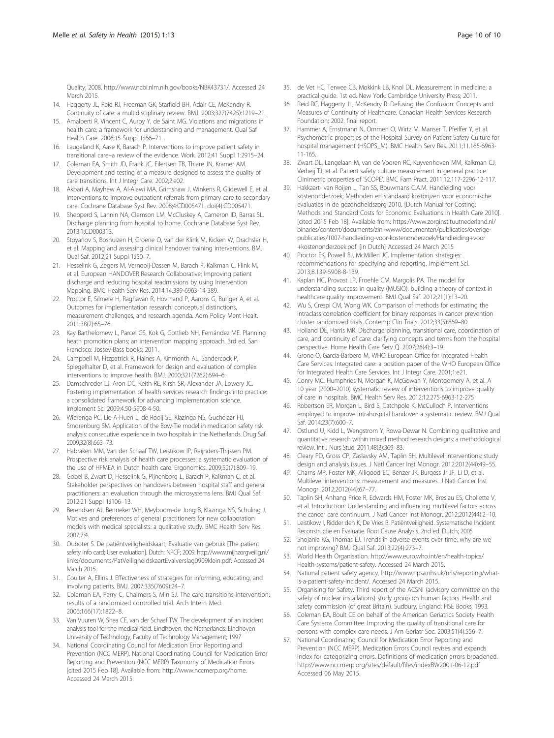Quality; 2008. http://www.ncbi.nlm.nih.gov/books/NBK43731/. Accessed 24 March 2015.

14. Haggerty JL, Reid RJ, Freeman GK, Starfield BH, Adair CE, McKendry R. Continuity of care: a multidisciplinary review. BMJ. 2003;327(7425):1219–21.
15. Amalberti R, Vincent C, Auroy Y, de Saint MG. Violations and migrations in health care: a framework for understanding and management. Qual Saf Health Care. 2006;15 Suppl 1:i66–71.
16. Laugaland K, Aase K, Barach P. Interventions to improve patient safety in transitional care–a review of the evidence. Work. 2012;41 Suppl 1:2915–24.
17. Coleman EA, Smith JD, Frank JC, Eilertsen TB, Thiare JN, Kramer AM. Development and testing of a measure designed to assess the quality of care transitions. Int J Integr Care. 2002;2:e02.
18. Akbari A, Mayhew A, Al-Alawi MA, Grimshaw J, Winkens R, Glidewell E, et al. Interventions to improve outpatient referrals from primary care to secondary care. Cochrane Database Syst Rev. 2008;4:CD005471. doi(4):CD005471.
19. Shepperd S, Lannin NA, Clemson LM, McCluskey A, Cameron ID, Barras SL. Discharge planning from hospital to home. Cochrane Database Syst Rev. 2013;1:CD000313.
20. Stoyanov S, Boshuizen H, Groene O, van der Klink M, Kicken W, Drachsler H, et al. Mapping and assessing clinical handover training interventions. BMJ Qual Saf. 2012;21 Suppl 1:i50–7.
21. Hesselink G, Zegers M, Vernooij-Dassen M, Barach P, Kalkman C, Flink M, et al. European HANDOVER Research Collaborative: Improving patient discharge and reducing hospital readmissions by using Intervention Mapping. BMC Health Serv Res. 2014;14.389-6963-14-389.
22. Proctor E, Silmere H, Raghavan R, Hovmand P, Aarons G, Bunger A, et al. Outcomes for implementation research: conceptual distinctions, measurement challenges, and research agenda. Adm Policy Ment Healt. 2011;38(2):65–76.
23. Kay Barthelomew L, Parcel GS, Kok G, Gottlieb NH, Fernández ME. Planning heath promotion plans; an intervention mapping approach. 3rd ed. San Francisco: Jossey-Bass books; 2011.
24. Campbell M, Fitzpatrick R, Haines A, Kinmonth AL, Sandercock P, Spiegelhalter D, et al. Framework for design and evaluation of complex interventions to improve health. BMJ. 2000;321(7262):694–6.
25. Damschroder LJ, Aron DC, Keith RE, Kirsh SR, Alexander JA, Lowery JC. Fostering implementation of health services research findings into practice: a consolidated framework for advancing implementation science. Implement Sci 2009;4.50-5908-4-50.
26. Wierenga PC, Lie-A-Huen L, de Rooij SE, Klazinga NS, Guchelaar HJ, Smorenburg SM. Application of the Bow-Tie model in medication safety risk analysis: consecutive experience in two hospitals in the Netherlands. Drug Saf. 2009;32(8):663–73.
27. Habraken MM, Van der Schaaf TW, Leistikow IP, Reijnders-Thijssen PM. Prospective risk analysis of health care processes: a systematic evaluation of the use of HFMEA in Dutch health care. Ergonomics. 2009;52(7):809–19.
28. Gobel B, Zwart D, Hesselink G, Pijnenborg L, Barach P, Kalkman C, et al. Stakeholder perspectives on handovers between hospital staff and general practitioners: an evaluation through the microsystems lens. BMJ Qual Saf. 2012;21 Suppl 1:i106–13.
29. Berendsen AJ, Benneker WH, Meyboom-de Jong B, Klazinga NS, Schuling J. Motives and preferences of general practitioners for new collaboration models with medical specialists: a qualitative study. BMC Health Serv Res. 2007;7:4.
30. Ouboter S. De patiëntveiligheidskaart; Evaluatie van gebruik [The patient safety info card; User evaluation]. Dutch: NPCF; 2009. http://www.mijnzorgveilig.nl/links/documents/PatVeiligheidskaartEvalverslag0909klein.pdf. Accessed 24 March 2015.
31. Coulter A, Ellins J. Effectiveness of strategies for informing, educating, and involving patients. BMJ. 2007;335(7609):24–7.
32. Coleman EA, Parry C, Chalmers S, Min SJ. The care transitions intervention: results of a randomized controlled trial. Arch Intern Med. 2006;166(17):1822–8.
33. Van Vuuren W, Shea CE, van der Schaaf TW. The development of an incident analysis tool for the medical field. Eindhoven, the Netherlands: Eindhoven University of Technology, Faculty of Technology Management; 1997
34. National Coordinating Council for Medication Error Reporting and Prevention (NCC MERP). National Coordinating Council for Medication Error Reporting and Prevention (NCC MERP) Taxonomy of Medication Errors. [cited 2015 Feb 18]. Available from: http://www.nccmerp.org/home. Accessed 24 March 2015.
35. de Vet HC, Terwee CB, Mokkink LB, Knol DL. Measurement in medicine; a practical guide. 1st ed. New York: Cambridge University Press; 2011.
36. Reid RC, Haggerty JL, McKendry R. Defusing the Confusion: Concepts and Measures of Continuity of Healthcare. Canadian Health Services Research Foundation; 2002. final report.
37. Hammer A, Ernstmann N, Ommen O, Wirtz M, Manser T, Pfeiffer Y, et al. Psychometric properties of the Hospital Survey on Patient Safety Culture for hospital management (HSOPS_M). BMC Health Serv Res. 2011;11.165-6963-11-165.
38. Zwart DL, Langelaan M, van de Vooren RC, Kuyvenhoven MM, Kalkman CJ, Verheij TJ, et al. Patient safety culture measurement in general practice. Clinimetric properties of 'SCOPE'. BMC Fam Pract. 2011;12.117-2296-12-117.
39. Hakkaart- van Roijen L, Tan SS, Bouwmans C.A.M. Handleiding voor kostenonderzoek; Methoden en standaard kostprijzen voor economische evaluaties in de gezondheidszorg 2010. [Dutch Manual for Costing: Methods and Standard Costs for Economic Evaluations in Health Care 2010]. [cited 2015 Feb 18]. Available from: https://www.zorginstituutnederland.nl/binaries/content/documents/zinl-www/documenten/publicaties/overige-publicaties/1007-handleiding-voor-kostenonderzoek/Handleiding+voor+kostenonderzoek.pdf. [in Dutch] Accessed 24 March 2015
40. Proctor EK, Powell BJ, McMillen JC. Implementation strategies: recommendations for specifying and reporting. Implement Sci. 2013;8.139-5908-8-139.
41. Kaplan HC, Provost LP, Froehle CM, Margolis PA. The model for understanding success in quality (MUSIQ): building a theory of context in healthcare quality improvement. BMJ Qual Saf. 2012;21(1):13–20.
42. Wu S, Crespi CM, Wong WK. Comparison of methods for estimating the intraclass correlation coefficient for binary responses in cancer prevention cluster randomized trials. Contemp Clin Trials. 2012;33(5):869–80.
43. Holland DE, Harris MR. Discharge planning, transitional care, coordination of care, and continuity of care: clarifying concepts and terms from the hospital perspective. Home Health Care Serv Q. 2007;26(4):3–19.
44. Grone O, Garcia-Barbero M, WHO European Office for Integrated Health Care Services. Integrated care: a position paper of the WHO European Office for Integrated Health Care Services. Int J Integr Care. 2001;1:e21.
45. Conry MC, Humphries N, Morgan K, McGowan Y, Montgomery A, et al. A 10 year (2000–2010) systematic review of interventions to improve quality of care in hospitals. BMC Health Serv Res. 2012;12.275-6963-12-275
46. Robertson ER, Morgan L, Bird S, Catchpole K, McCulloch P. Interventions employed to improve intrahospital handover: a systematic review. BMJ Qual Saf. 2014;23(7):600–7.
47. Ostlund U, Kidd L, Wengstrom Y, Rowa-Dewar N. Combining qualitative and quantitative research within mixed method research designs: a methodological review. Int J Nurs Stud. 2011;48(3):369–83.
48. Cleary PD, Gross CP, Zaslavsky AM, Taplin SH. Multilevel interventions: study design and analysis issues. J Natl Cancer Inst Monogr. 2012;2012(44):49–55.
49. Charns MP, Foster MK, Alligood EC, Benzer JK, Burgess Jr JF, Li D, et al. Multilevel interventions: measurement and measures. J Natl Cancer Inst Monogr. 2012;2012(44):67–77.
50. Taplin SH, Anhang Price R, Edwards HM, Foster MK, Breslau ES, Chollette V, et al. Introduction: Understanding and influencing multilevel factors across the cancer care continuum. J Natl Cancer Inst Monogr. 2012;2012(44):2–10.
51. Leistikow I, Ridder den K, De Vries B. Patiëntveiligheid. Systematische Incident Reconstructie en Evaluatie. Root Cause Analysis. 2nd ed. Dutch; 2005
52. Shojania KG, Thomas EJ. Trends in adverse events over time: why are we not improving? BMJ Qual Saf. 2013;22(4):273–7.
53. World Health Organisation. http://www.euro.who.int/en/health-topics/Health-systems/patient-safety. Accessed 24 March 2015.
54. National patient safety agency. http://www.npsa.nhs.uk/nrls/reporting/what-is-a-patient-safety-incident/. Accessed 24 March 2015.
55. Organising for Safety. Third report of the ACSNI (advisory committee on the safety of nuclear installations) study group on human factors. Health and safety commission (of great Britain). Sudbury, England: HSE Books; 1993.
56. Coleman EA, Boult CE on behalf of the American Geriatrics Society Health Care Systems Committee. Improving the quality of transitional care for persons with complex care needs. J Am Geriatr Soc. 2003;51(4):556–7.
57. National Coordinating Council for Medication Error Reporting and Prevention (NCC MERP). Medication Errors Council revises and expands index for categorizing errors. Definitions of medication errors broadened. http://www.nccmerp.org/sites/default/files/indexBW2001-06-12.pdf Accessed 06 May 2015.